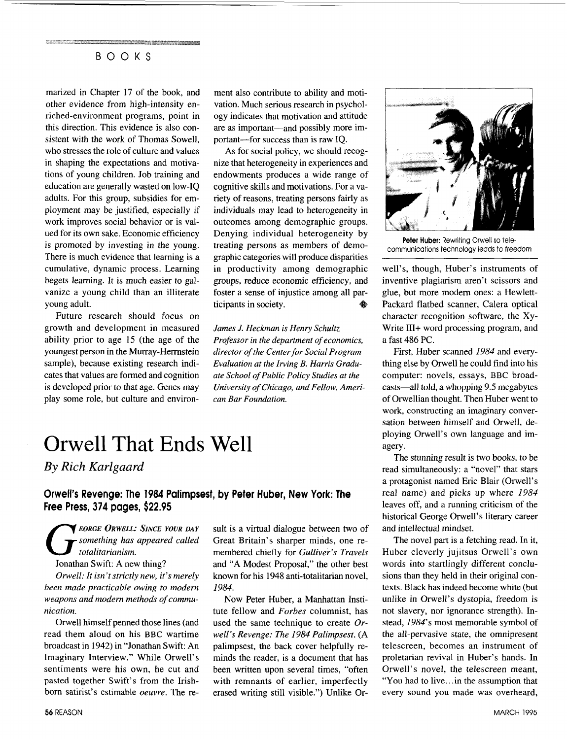marized in Chapter 17 of the book, and other evidence from high-intensity enriched-environment programs, point in this direction. This evidence is also consistent with the work of Thomas Sowell, who stresses the role of culture and values in shaping the expectations and motivations of young children. Job training and education are generally wasted on low-IQ adults. For this group, subsidies for employment may be justified, especially if work improves social behavior or is valued for its own sake. Economic efficiency is promoted by investing in the young. There is much evidence that learning is a cumulative, dynamic process. Learning begets learning. It is much easier to galvanize a young child than an illiterate young adult.

Future research should focus on growth and development in measured ability prior to age 15 (the age of the youngest person in the Murray-Herrnstein sample), because existing research indicates that values are formed and cognition is developed prior to that age. Genes may play some role, but culture and environment also contribute to ability and motivation. Much serious research in psychology indicates that motivation and attitude are as important—and possibly more important—for success than is raw IQ.

As for social policy, we should recognize that heterogeneity in experiences and endowments produces a wide range of cognitive skills and motivations. For a variety of reasons, treating persons fairly as individuals may lead to heterogeneity in outcomes among demographic groups. Denying individual heterogeneity by treating persons as members of demographic categories will produce disparities in productivity among demographic groups, reduce economic efficiency, and foster a sense of injustice among all participants in society.

*James J. Heckman is Henry Schultz Professor in the department of economics, director of the Center for Social Program Evaluation at the Irving B. Harris Graduate School of Public Policy Studies at the University of Chicago, and Fellow, American Bar Foundation.*

# Orwell That Ends Well

*By Rich Karlgaard*

**Orwell's Revenge: The 1984 Palimpsest, by Peter Huber, New York: The Free Press, 374 pages, $22.95**

*George Orwell: Since your day something has appeared called totalitarianism.*

Jonathan Swift: A new thing?

*Orwell: It isn't strictly new, it's merely been made practicable owing to modern weapons and modern methods of communication.*

Orwell himself penned those lines (and read them aloud on his BBC wartime broadcast in 1942) in "Jonathan Swift: An Imaginary Interview." While Orwell's sentiments were his own, he cut and pasted together Swift's from the Irish-born satirist's estimable *oeuvre*. The result is a virtual dialogue between two of Great Britain's sharper minds, one remembered chiefly for *Gulliver's Travels* and "A Modest Proposal," the other best known for his 1948 anti-totalitarian novel, *1984*.

Now Peter Huber, a Manhattan Institute fellow and *Forbes* columnist, has used the same technique to create *Orwell's Revenge: The 1984 Palimpsest*. (A palimpsest, the back cover helpfully reminds the reader, is a document that has been written upon several times, "often with remnants of earlier, imperfectly erased writing still visible.") Unlike Orwell's, though, Huber's instruments of inventive plagiarism aren't scissors and glue, but more modern ones: a Hewlett-Packard flatbed scanner, Calera optical character recognition software, the XyWrite III+ word processing program, and a fast 486 PC.

**Peter Huber:** Rewriting Orwell so telecommunications technology leads to freedom

First, Huber scanned *1984* and everything else by Orwell he could find into his computer: novels, essays, BBC broadcasts—all told, a whopping 9.5 megabytes of Orwellian thought. Then Huber went to work, constructing an imaginary conversation between himself and Orwell, deploying Orwell's own language and imagery.

The stunning result is two books, to be read simultaneously: a "novel" that stars a protagonist named Eric Blair (Orwell's real name) and picks up where *1984* leaves off, and a running criticism of the historical George Orwell's literary career and intellectual mindset.

The novel part is a fetching read. In it, Huber cleverly jujitsus Orwell's own words into startlingly different conclusions than they held in their original contexts. Black has indeed become white (but unlike in Orwell's dystopia, freedom is not slavery, nor ignorance strength). Instead, *1984*'s most memorable symbol of the all-pervasive state, the omnipresent telescreen, becomes an instrument of proletarian revival in Huber's hands. In Orwell's novel, the telescreen meant, "You had to live...in the assumption that every sound you made was overheard,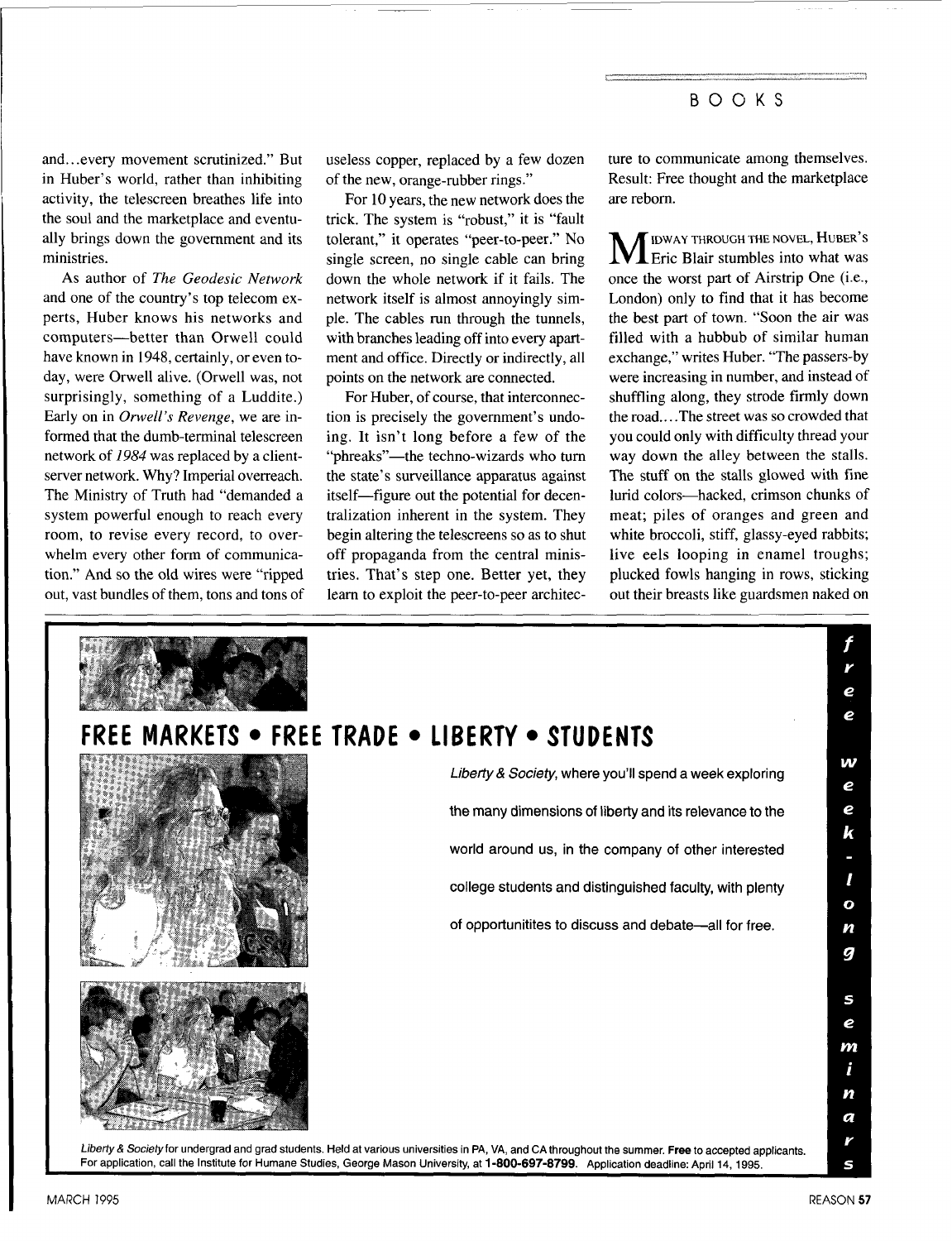and...every movement scrutinized." But in Huber's world, rather than inhibiting activity, the telescreen breathes life into the soul and the marketplace and eventually brings down the government and its ministries.

As author of *The Geodesic Network* and one of the country's top telecom experts, Huber knows his networks and computers—better than Orwell could have known in 1948, certainly, or even today, were Orwell alive. (Orwell was, not surprisingly, something of a Luddite.) Early on in *Orwell's Revenge*, we are informed that the dumb-terminal telescreen network of *1984* was replaced by a client-server network. Why? Imperial overreach. The Ministry of Truth had "demanded a system powerful enough to reach every room, to revise every record, to overwhelm every other form of communication." And so the old wires were "ripped out, vast bundles of them, tons and tons of useless copper, replaced by a few dozen of the new, orange-rubber rings."

For 10 years, the new network does the trick. The system is "robust," it is "fault tolerant," it operates "peer-to-peer." No single screen, no single cable can bring down the whole network if it fails. The network itself is almost annoyingly simple. The cables run through the tunnels, with branches leading off into every apartment and office. Directly or indirectly, all points on the network are connected.

For Huber, of course, that interconnection is precisely the government's undoing. It isn't long before a few of the "phreaks"—the techno-wizards who turn the state's surveillance apparatus against itself—figure out the potential for decentralization inherent in the system. They begin altering the telescreens so as to shut off propaganda from the central ministries. That's step one. Better yet, they learn to exploit the peer-to-peer architecture to communicate among themselves. Result: Free thought and the marketplace are reborn.

MIDWAY THROUGH THE NOVEL, HUBER'S Eric Blair stumbles into what was once the worst part of Airstrip One (i.e., London) only to find that it has become the best part of town. "Soon the air was filled with a hubbub of similar human exchange," writes Huber. "The passers-by were increasing in number, and instead of shuffling along, they strode firmly down the road....The street was so crowded that you could only with difficulty thread your way down the alley between the stalls. The stuff on the stalls glowed with fine lurid colors—hacked, crimson chunks of meat; piles of oranges and green and white broccoli, stiff, glassy-eyed rabbits; live eels looping in enamel troughs; plucked fowls hanging in rows, sticking out their breasts like guardsmen naked on

---

## FREE MARKETS • FREE TRADE • LIBERTY • STUDENTS

**free week-long seminars**

*Liberty & Society*, where you'll spend a week exploring the many dimensions of liberty and its relevance to the world around us, in the company of other interested college students and distinguished faculty, with plenty of opportunitites to discuss and debate—all for free.

*Liberty & Society* for undergrad and grad students. Held at various universities in PA, VA, and CA throughout the summer. **Free** to accepted applicants. For application, call the Institute for Humane Studies, George Mason University, at **1-800-697-8799**. Application deadline: April 14, 1995.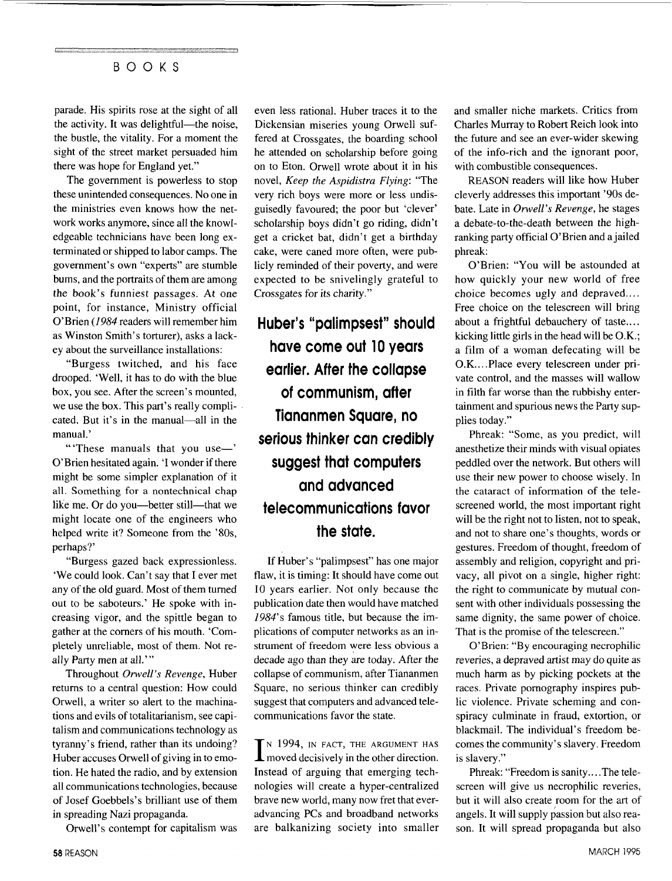parade. His spirits rose at the sight of all the activity. It was delightful—the noise, the bustle, the vitality. For a moment the sight of the street market persuaded him there was hope for England yet."

The government is powerless to stop these unintended consequences. No one in the ministries even knows how the network works anymore, since all the knowledgeable technicians have been long exterminated or shipped to labor camps. The government's own "experts" are stumble bums, and the portraits of them are among the book's funniest passages. At one point, for instance, Ministry official O'Brien (*1984* readers will remember him as Winston Smith's torturer), asks a lackey about the surveillance installations:

"Burgess twitched, and his face drooped. 'Well, it has to do with the blue box, you see. After the screen's mounted, we use the box. This part's really complicated. But it's in the manual—all in the manual.'

"'These manuals that you use—' O'Brien hesitated again. 'I wonder if there might be some simpler explanation of it all. Something for a nontechnical chap like me. Or do you—better still—that we might locate one of the engineers who helped write it? Someone from the '80s, perhaps?'

"Burgess gazed back expressionless. 'We could look. Can't say that I ever met any of the old guard. Most of them turned out to be saboteurs.' He spoke with increasing vigor, and the spittle began to gather at the corners of his mouth. 'Completely unreliable, most of them. Not really Party men at all.'"

Throughout *Orwell's Revenge*, Huber returns to a central question: How could Orwell, a writer so alert to the machinations and evils of totalitarianism, see capitalism and communications technology as tyranny's friend, rather than its undoing? Huber accuses Orwell of giving in to emotion. He hated the radio, and by extension all communications technologies, because of Josef Goebbels's brilliant use of them in spreading Nazi propaganda.

Orwell's contempt for capitalism was even less rational. Huber traces it to the Dickensian miseries young Orwell suffered at Crossgates, the boarding school he attended on scholarship before going on to Eton. Orwell wrote about it in his novel, *Keep the Aspidistra Flying*: "The very rich boys were more or less undisguisedly favoured; the poor but 'clever' scholarship boys didn't go riding, didn't get a cricket bat, didn't get a birthday cake, were caned more often, were publicly reminded of their poverty, and were expected to be snivelingly grateful to Crossgates for its charity."

**Huber's "palimpsest" should have come out 10 years earlier. After the collapse of communism, after Tiananmen Square, no serious thinker can credibly suggest that computers and advanced telecommunications favor the state.**

If Huber's "palimpsest" has one major flaw, it is timing: It should have come out 10 years earlier. Not only because the publication date then would have matched *1984*'s famous title, but because the implications of computer networks as an instrument of freedom were less obvious a decade ago than they are today. After the collapse of communism, after Tiananmen Square, no serious thinker can credibly suggest that computers and advanced telecommunications favor the state.

In 1994, in fact, the argument has moved decisively in the other direction. Instead of arguing that emerging technologies will create a hyper-centralized brave new world, many now fret that ever-advancing PCs and broadband networks are balkanizing society into smaller and smaller niche markets. Critics from Charles Murray to Robert Reich look into the future and see an ever-wider skewing of the info-rich and the ignorant poor, with combustible consequences.

REASON readers will like how Huber cleverly addresses this important '90s debate. Late in *Orwell's Revenge*, he stages a debate-to-the-death between the high-ranking party official O'Brien and a jailed phreak:

O'Brien: "You will be astounded at how quickly your new world of free choice becomes ugly and depraved.... Free choice on the telescreen will bring about a frightful debauchery of taste.... kicking little girls in the head will be O.K.; a film of a woman defecating will be O.K....Place every telescreen under private control, and the masses will wallow in filth far worse than the rubbishy entertainment and spurious news the Party supplies today."

Phreak: "Some, as you predict, will anesthetize their minds with visual opiates peddled over the network. But others will use their new power to choose wisely. In the cataract of information of the telescreened world, the most important right will be the right not to listen, not to speak, and not to share one's thoughts, words or gestures. Freedom of thought, freedom of assembly and religion, copyright and privacy, all pivot on a single, higher right: the right to communicate by mutual consent with other individuals possessing the same dignity, the same power of choice. That is the promise of the telescreen."

O'Brien: "By encouraging necrophilic reveries, a depraved artist may do quite as much harm as by picking pockets at the races. Private pornography inspires public violence. Private scheming and conspiracy culminate in fraud, extortion, or blackmail. The individual's freedom becomes the community's slavery. Freedom is slavery."

Phreak: "Freedom is sanity....The telescreen will give us necrophilic reveries, but it will also create room for the art of angels. It will supply passion but also reason. It will spread propaganda but also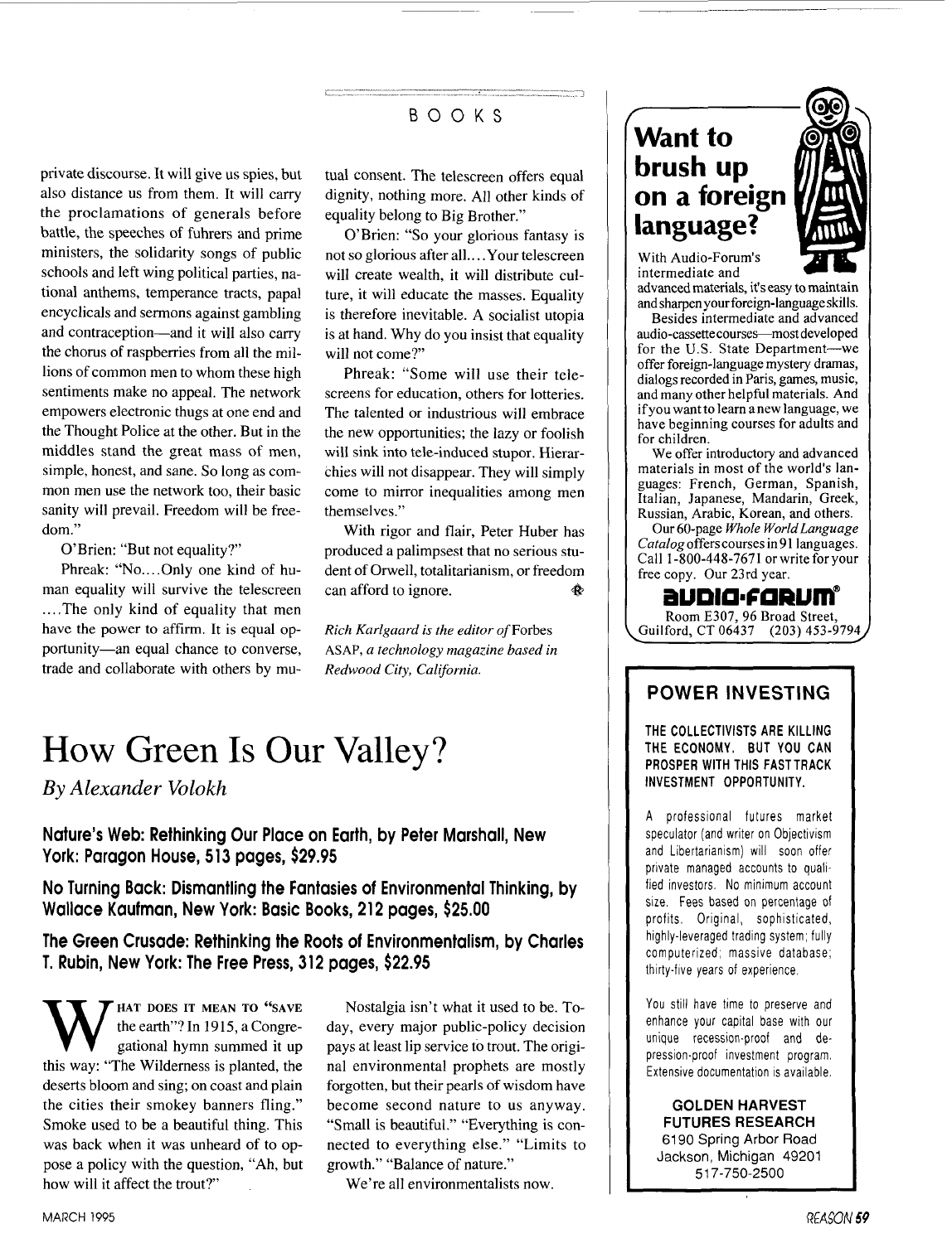BOOKS

private discourse. It will give us spies, but also distance us from them. It will carry the proclamations of generals before battle, the speeches of fuhrers and prime ministers, the solidarity songs of public schools and left wing political parties, national anthems, temperance tracts, papal encyclicals and sermons against gambling and contraception—and it will also carry the chorus of raspberries from all the millions of common men to whom these high sentiments make no appeal. The network empowers electronic thugs at one end and the Thought Police at the other. But in the middles stand the great mass of men, simple, honest, and sane. So long as common men use the network too, their basic sanity will prevail. Freedom will be freedom."

O'Brien: "But not equality?"

Phreak: "No....Only one kind of human equality will survive the telescreen ....The only kind of equality that men have the power to affirm. It is equal opportunity—an equal chance to converse, trade and collaborate with others by mutual consent. The telescreen offers equal dignity, nothing more. All other kinds of equality belong to Big Brother."

O'Brien: "So your glorious fantasy is not so glorious after all....Your telescreen will create wealth, it will distribute culture, it will educate the masses. Equality is therefore inevitable. A socialist utopia is at hand. Why do you insist that equality will not come?"

Phreak: "Some will use their telescreens for education, others for lotteries. The talented or industrious will embrace the new opportunities; the lazy or foolish will sink into tele-induced stupor. Hierarchies will not disappear. They will simply come to mirror inequalities among men themselves."

With rigor and flair, Peter Huber has produced a palimpsest that no serious student of Orwell, totalitarianism, or freedom can afford to ignore.

*Rich Karlgaard is the editor of Forbes ASAP, a technology magazine based in Redwood City, California.*

# How Green Is Our Valley?

*By Alexander Volokh*

**Nature's Web: Rethinking Our Place on Earth, by Peter Marshall, New York: Paragon House, 513 pages, $29.95**

**No Turning Back: Dismantling the Fantasies of Environmental Thinking, by Wallace Kaufman, New York: Basic Books, 212 pages, $25.00**

**The Green Crusade: Rethinking the Roots of Environmentalism, by Charles T. Rubin, New York: The Free Press, 312 pages, $22.95**

WHAT DOES IT MEAN TO "SAVE the earth"? In 1915, a Congregational hymn summed it up this way: "The Wilderness is planted, the deserts bloom and sing; on coast and plain the cities their smokey banners fling." Smoke used to be a beautiful thing. This was back when it was unheard of to oppose a policy with the question, "Ah, but how will it affect the trout?"

Nostalgia isn't what it used to be. Today, every major public-policy decision pays at least lip service to trout. The original environmental prophets are mostly forgotten, but their pearls of wisdom have become second nature to us anyway. "Small is beautiful." "Everything is connected to everything else." "Limits to growth." "Balance of nature."

We're all environmentalists now.

**Want to brush up on a foreign language?**

With Audio-Forum's intermediate and advanced materials, it's easy to maintain and sharpen your foreign-language skills.

Besides intermediate and advanced audio-cassette courses—most developed for the U.S. State Department—we offer foreign-language mystery dramas, dialogs recorded in Paris, games, music, and many other helpful materials. And if you want to learn a new language, we have beginning courses for adults and for children.

We offer introductory and advanced materials in most of the world's languages: French, German, Spanish, Italian, Japanese, Mandarin, Greek, Russian, Arabic, Korean, and others.

Our 60-page *Whole World Language Catalog* offers courses in 91 languages. Call 1-800-448-7671 or write for your free copy. Our 23rd year.

**AUDIO-FORUM®**

Room E307, 96 Broad Street, Guilford, CT 06437 (203) 453-9794

**POWER INVESTING**

**THE COLLECTIVISTS ARE KILLING THE ECONOMY. BUT YOU CAN PROSPER WITH THIS FAST TRACK INVESTMENT OPPORTUNITY.**

A professional futures market speculator (and writer on Objectivism and Libertarianism) will soon offer private managed accounts to qualified investors. No minimum account size. Fees based on percentage of profits. Original, sophisticated, highly-leveraged trading system; fully computerized; massive database; thirty-five years of experience.

You still have time to preserve and enhance your capital base with our unique recession-proof and depression-proof investment program. Extensive documentation is available.

**GOLDEN HARVEST FUTURES RESEARCH**
6190 Spring Arbor Road
Jackson, Michigan 49201
517-750-2500